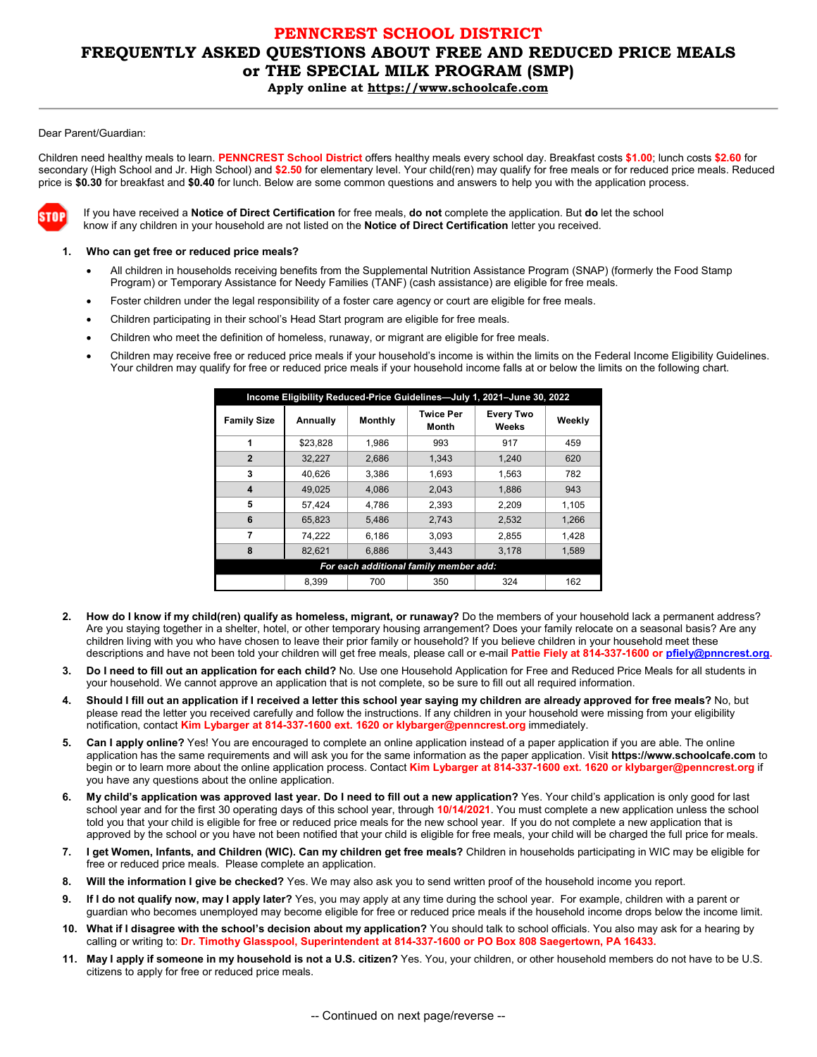# PENNCREST SCHOOL DISTRICT

# FREQUENTLY ASKED QUESTIONS ABOUT FREE AND REDUCED PRICE MEALS or THE SPECIAL MILK PROGRAM (SMP)

**Apply online at https://www.schoolcafe.com**

Dear Parent/Guardian:

Children need healthy meals to learn. **PENNCREST School District** offers healthy meals every school day. Breakfast costs **$1.00**; lunch costs **$2.60** for secondary (High School and Jr. High School) and **$2.50** for elementary level. Your child(ren) may qualify for free meals or for reduced price meals. Reduced price is **$0.30** for breakfast and **$0.40** for lunch. Below are some common questions and answers to help you with the application process.

STOP If you have received a **Notice of Direct Certification** for free meals, **do not** complete the application. But **do** let the school know if any children in your household are not listed on the **Notice of Direct Certification** letter you received.

1. **Who can get free or reduced price meals?**
   - All children in households receiving benefits from the Supplemental Nutrition Assistance Program (SNAP) (formerly the Food Stamp Program) or Temporary Assistance for Needy Families (TANF) (cash assistance) are eligible for free meals.
   - Foster children under the legal responsibility of a foster care agency or court are eligible for free meals.
   - Children participating in their school's Head Start program are eligible for free meals.
   - Children who meet the definition of homeless, runaway, or migrant are eligible for free meals.
   - Children may receive free or reduced price meals if your household's income is within the limits on the Federal Income Eligibility Guidelines. Your children may qualify for free or reduced price meals if your household income falls at or below the limits on the following chart.

**Income Eligibility Reduced-Price Guidelines—July 1, 2021–June 30, 2022**

| Family Size | Annually | Monthly | Twice Per Month | Every Two Weeks | Weekly |
|---|---|---|---|---|---|
| 1 | $23,828 | 1,986 | 993 | 917 | 459 |
| 2 | 32,227 | 2,686 | 1,343 | 1,240 | 620 |
| 3 | 40,626 | 3,386 | 1,693 | 1,563 | 782 |
| 4 | 49,025 | 4,086 | 2,043 | 1,886 | 943 |
| 5 | 57,424 | 4,786 | 2,393 | 2,209 | 1,105 |
| 6 | 65,823 | 5,486 | 2,743 | 2,532 | 1,266 |
| 7 | 74,222 | 6,186 | 3,093 | 2,855 | 1,428 |
| 8 | 82,621 | 6,886 | 3,443 | 3,178 | 1,589 |
| *For each additional family member add:* | | | | | |
| | 8,399 | 700 | 350 | 324 | 162 |

2. **How do I know if my child(ren) qualify as homeless, migrant, or runaway?** Do the members of your household lack a permanent address? Are you staying together in a shelter, hotel, or other temporary housing arrangement? Does your family relocate on a seasonal basis? Are any children living with you who have chosen to leave their prior family or household? If you believe children in your household meet these descriptions and have not been told your children will get free meals, please call or e-mail **Pattie Fiely at 814-337-1600 or pfiely@pnncrest.org**.
3. **Do I need to fill out an application for each child?** No. Use one Household Application for Free and Reduced Price Meals for all students in your household. We cannot approve an application that is not complete, so be sure to fill out all required information.
4. **Should I fill out an application if I received a letter this school year saying my children are already approved for free meals?** No, but please read the letter you received carefully and follow the instructions. If any children in your household were missing from your eligibility notification, contact **Kim Lybarger at 814-337-1600 ext. 1620 or klybarger@penncrest.org** immediately.
5. **Can I apply online?** Yes! You are encouraged to complete an online application instead of a paper application if you are able. The online application has the same requirements and will ask you for the same information as the paper application. Visit **https://www.schoolcafe.com** to begin or to learn more about the online application process. Contact **Kim Lybarger at 814-337-1600 ext. 1620 or klybarger@penncrest.org** if you have any questions about the online application.
6. **My child's application was approved last year. Do I need to fill out a new application?** Yes. Your child's application is only good for last school year and for the first 30 operating days of this school year, through **10/14/2021**. You must complete a new application unless the school told you that your child is eligible for free or reduced price meals for the new school year. If you do not complete a new application that is approved by the school or you have not been notified that your child is eligible for free meals, your child will be charged the full price for meals.
7. **I get Women, Infants, and Children (WIC). Can my children get free meals?** Children in households participating in WIC may be eligible for free or reduced price meals. Please complete an application.
8. **Will the information I give be checked?** Yes. We may also ask you to send written proof of the household income you report.
9. **If I do not qualify now, may I apply later?** Yes, you may apply at any time during the school year. For example, children with a parent or guardian who becomes unemployed may become eligible for free or reduced price meals if the household income drops below the income limit.
10. **What if I disagree with the school's decision about my application?** You should talk to school officials. You also may ask for a hearing by calling or writing to: **Dr. Timothy Glasspool, Superintendent at 814-337-1600 or PO Box 808 Saegertown, PA 16433.**
11. **May I apply if someone in my household is not a U.S. citizen?** Yes. You, your children, or other household members do not have to be U.S. citizens to apply for free or reduced price meals.

-- Continued on next page/reverse --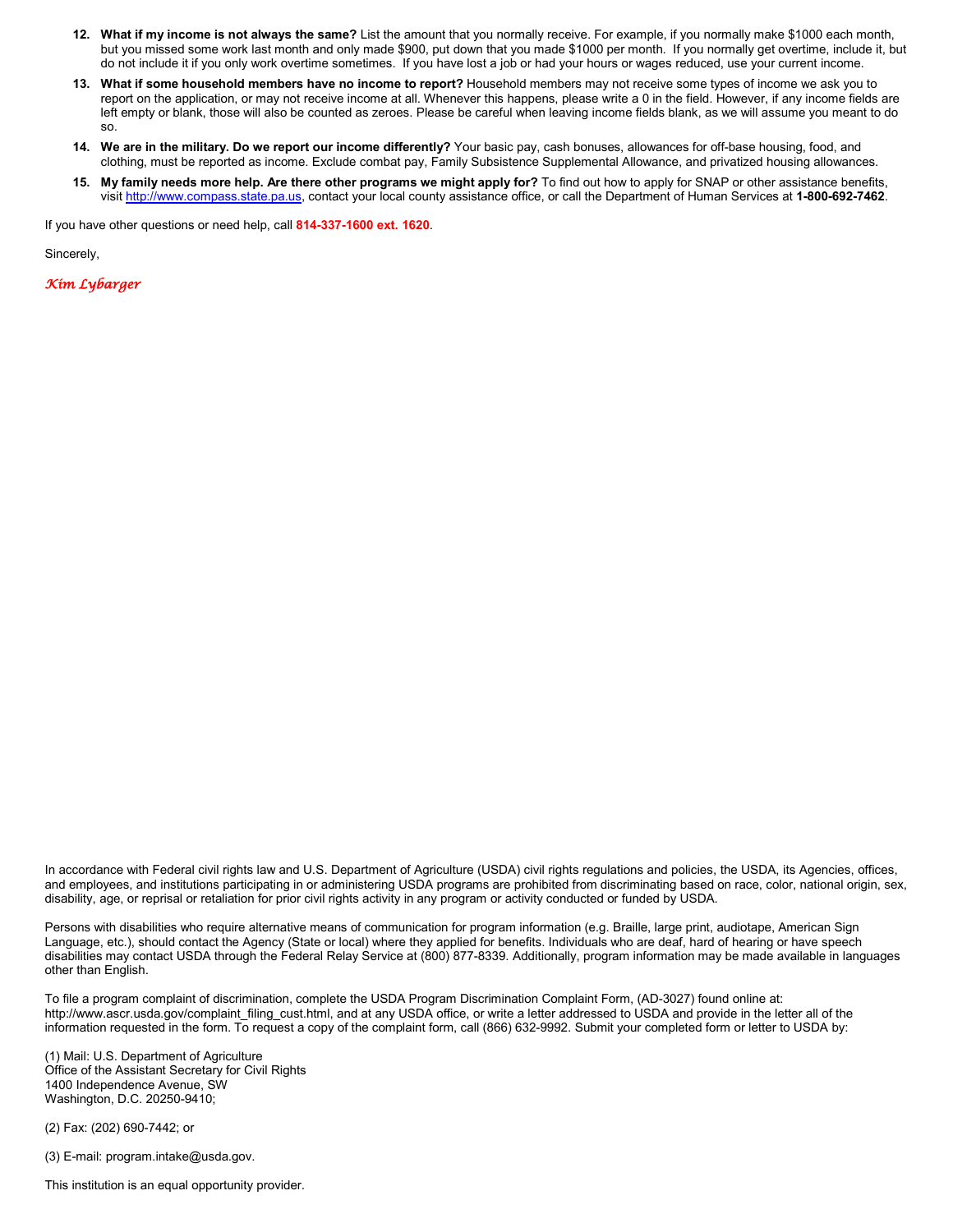12. **What if my income is not always the same?** List the amount that you normally receive. For example, if you normally make $1000 each month, but you missed some work last month and only made $900, put down that you made $1000 per month. If you normally get overtime, include it, but do not include it if you only work overtime sometimes. If you have lost a job or had your hours or wages reduced, use your current income.
13. **What if some household members have no income to report?** Household members may not receive some types of income we ask you to report on the application, or may not receive income at all. Whenever this happens, please write a 0 in the field. However, if any income fields are left empty or blank, those will also be counted as zeroes. Please be careful when leaving income fields blank, as we will assume you meant to do so.
14. **We are in the military. Do we report our income differently?** Your basic pay, cash bonuses, allowances for off-base housing, food, and clothing, must be reported as income. Exclude combat pay, Family Subsistence Supplemental Allowance, and privatized housing allowances.
15. **My family needs more help. Are there other programs we might apply for?** To find out how to apply for SNAP or other assistance benefits, visit http://www.compass.state.pa.us, contact your local county assistance office, or call the Department of Human Services at **1-800-692-7462**.

If you have other questions or need help, call **814-337-1600 ext. 1620**.

Sincerely,

*Kim Lybarger*

In accordance with Federal civil rights law and U.S. Department of Agriculture (USDA) civil rights regulations and policies, the USDA, its Agencies, offices, and employees, and institutions participating in or administering USDA programs are prohibited from discriminating based on race, color, national origin, sex, disability, age, or reprisal or retaliation for prior civil rights activity in any program or activity conducted or funded by USDA.

Persons with disabilities who require alternative means of communication for program information (e.g. Braille, large print, audiotape, American Sign Language, etc.), should contact the Agency (State or local) where they applied for benefits. Individuals who are deaf, hard of hearing or have speech disabilities may contact USDA through the Federal Relay Service at (800) 877-8339. Additionally, program information may be made available in languages other than English.

To file a program complaint of discrimination, complete the USDA Program Discrimination Complaint Form, (AD-3027) found online at: http://www.ascr.usda.gov/complaint_filing_cust.html, and at any USDA office, or write a letter addressed to USDA and provide in the letter all of the information requested in the form. To request a copy of the complaint form, call (866) 632-9992. Submit your completed form or letter to USDA by:

(1) Mail: U.S. Department of Agriculture
Office of the Assistant Secretary for Civil Rights
1400 Independence Avenue, SW
Washington, D.C. 20250-9410;

(2) Fax: (202) 690-7442; or

(3) E-mail: program.intake@usda.gov.

This institution is an equal opportunity provider.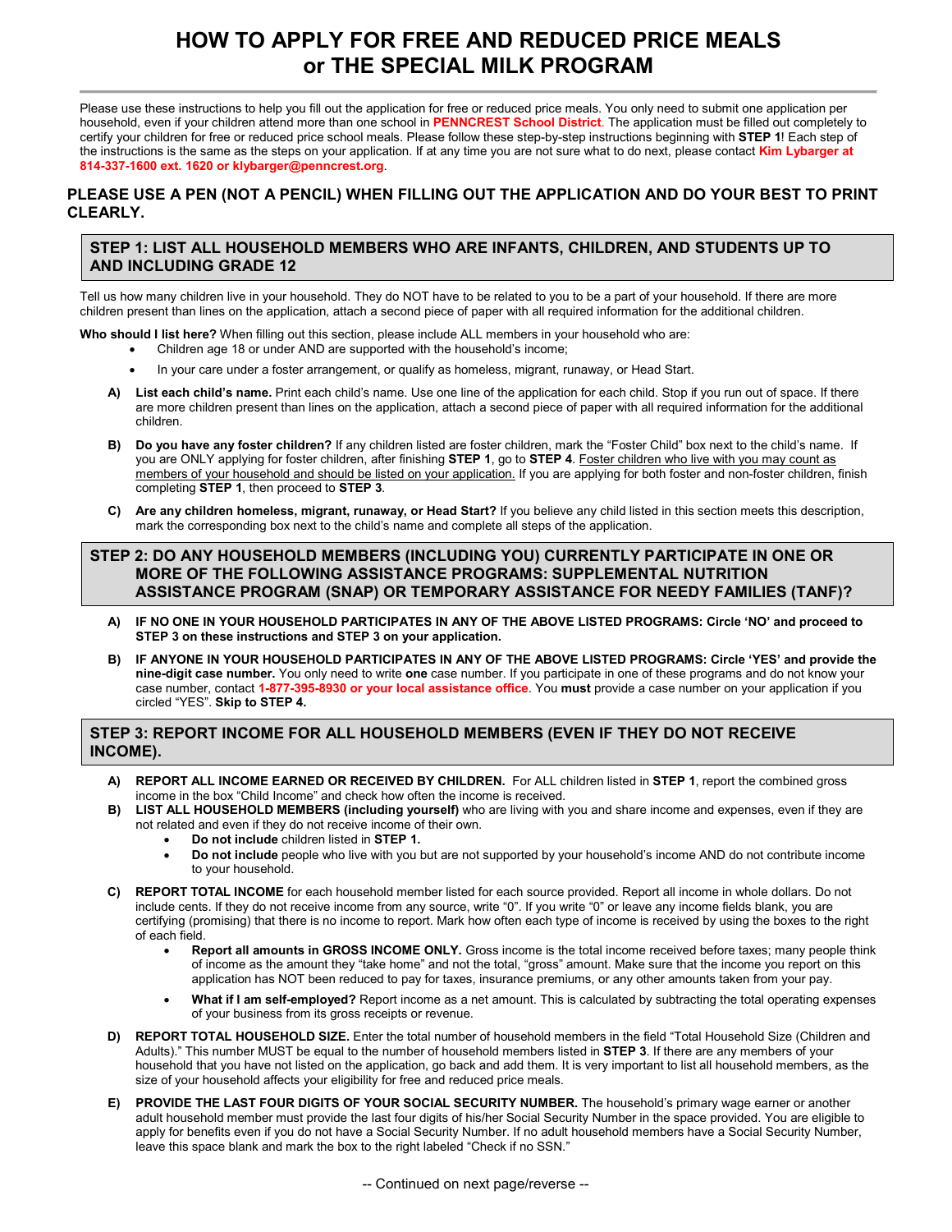# HOW TO APPLY FOR FREE AND REDUCED PRICE MEALS or THE SPECIAL MILK PROGRAM

Please use these instructions to help you fill out the application for free or reduced price meals. You only need to submit one application per household, even if your children attend more than one school in **PENNCREST School District**. The application must be filled out completely to certify your children for free or reduced price school meals. Please follow these step-by-step instructions beginning with **STEP 1**! Each step of the instructions is the same as the steps on your application. If at any time you are not sure what to do next, please contact **Kim Lybarger at 814-337-1600 ext. 1620 or klybarger@penncrest.org**.

**PLEASE USE A PEN (NOT A PENCIL) WHEN FILLING OUT THE APPLICATION AND DO YOUR BEST TO PRINT CLEARLY.**

## STEP 1: LIST ALL HOUSEHOLD MEMBERS WHO ARE INFANTS, CHILDREN, AND STUDENTS UP TO AND INCLUDING GRADE 12

Tell us how many children live in your household. They do NOT have to be related to you to be a part of your household. If there are more children present than lines on the application, attach a second piece of paper with all required information for the additional children.

**Who should I list here?** When filling out this section, please include ALL members in your household who are:

- Children age 18 or under AND are supported with the household's income;
- In your care under a foster arrangement, or qualify as homeless, migrant, runaway, or Head Start.

**A) List each child's name.** Print each child's name. Use one line of the application for each child. Stop if you run out of space. If there are more children present than lines on the application, attach a second piece of paper with all required information for the additional children.

**B) Do you have any foster children?** If any children listed are foster children, mark the "Foster Child" box next to the child's name. If you are ONLY applying for foster children, after finishing **STEP 1**, go to **STEP 4**. Foster children who live with you may count as members of your household and should be listed on your application. If you are applying for both foster and non-foster children, finish completing **STEP 1**, then proceed to **STEP 3**.

**C) Are any children homeless, migrant, runaway, or Head Start?** If you believe any child listed in this section meets this description, mark the corresponding box next to the child's name and complete all steps of the application.

## STEP 2: DO ANY HOUSEHOLD MEMBERS (INCLUDING YOU) CURRENTLY PARTICIPATE IN ONE OR MORE OF THE FOLLOWING ASSISTANCE PROGRAMS: SUPPLEMENTAL NUTRITION ASSISTANCE PROGRAM (SNAP) OR TEMPORARY ASSISTANCE FOR NEEDY FAMILIES (TANF)?

**A) IF NO ONE IN YOUR HOUSEHOLD PARTICIPATES IN ANY OF THE ABOVE LISTED PROGRAMS: Circle 'NO' and proceed to STEP 3 on these instructions and STEP 3 on your application.**

**B) IF ANYONE IN YOUR HOUSEHOLD PARTICIPATES IN ANY OF THE ABOVE LISTED PROGRAMS: Circle 'YES' and provide the nine-digit case number.** You only need to write **one** case number. If you participate in one of these programs and do not know your case number, contact **1-877-395-8930 or your local assistance office**. You **must** provide a case number on your application if you circled "YES". **Skip to STEP 4.**

## STEP 3: REPORT INCOME FOR ALL HOUSEHOLD MEMBERS (EVEN IF THEY DO NOT RECEIVE INCOME).

**A) REPORT ALL INCOME EARNED OR RECEIVED BY CHILDREN.** For ALL children listed in **STEP 1**, report the combined gross income in the box "Child Income" and check how often the income is received.

**B) LIST ALL HOUSEHOLD MEMBERS (including yourself)** who are living with you and share income and expenses, even if they are not related and even if they do not receive income of their own.

- **Do not include** children listed in **STEP 1.**
- **Do not include** people who live with you but are not supported by your household's income AND do not contribute income to your household.

**C) REPORT TOTAL INCOME** for each household member listed for each source provided. Report all income in whole dollars. Do not include cents. If they do not receive income from any source, write "0". If you write "0" or leave any income fields blank, you are certifying (promising) that there is no income to report. Mark how often each type of income is received by using the boxes to the right of each field.

- **Report all amounts in GROSS INCOME ONLY.** Gross income is the total income received before taxes; many people think of income as the amount they "take home" and not the total, "gross" amount. Make sure that the income you report on this application has NOT been reduced to pay for taxes, insurance premiums, or any other amounts taken from your pay.
- **What if I am self-employed?** Report income as a net amount. This is calculated by subtracting the total operating expenses of your business from its gross receipts or revenue.

**D) REPORT TOTAL HOUSEHOLD SIZE.** Enter the total number of household members in the field "Total Household Size (Children and Adults)." This number MUST be equal to the number of household members listed in **STEP 3**. If there are any members of your household that you have not listed on the application, go back and add them. It is very important to list all household members, as the size of your household affects your eligibility for free and reduced price meals.

**E) PROVIDE THE LAST FOUR DIGITS OF YOUR SOCIAL SECURITY NUMBER.** The household's primary wage earner or another adult household member must provide the last four digits of his/her Social Security Number in the space provided. You are eligible to apply for benefits even if you do not have a Social Security Number. If no adult household members have a Social Security Number, leave this space blank and mark the box to the right labeled "Check if no SSN."

-- Continued on next page/reverse --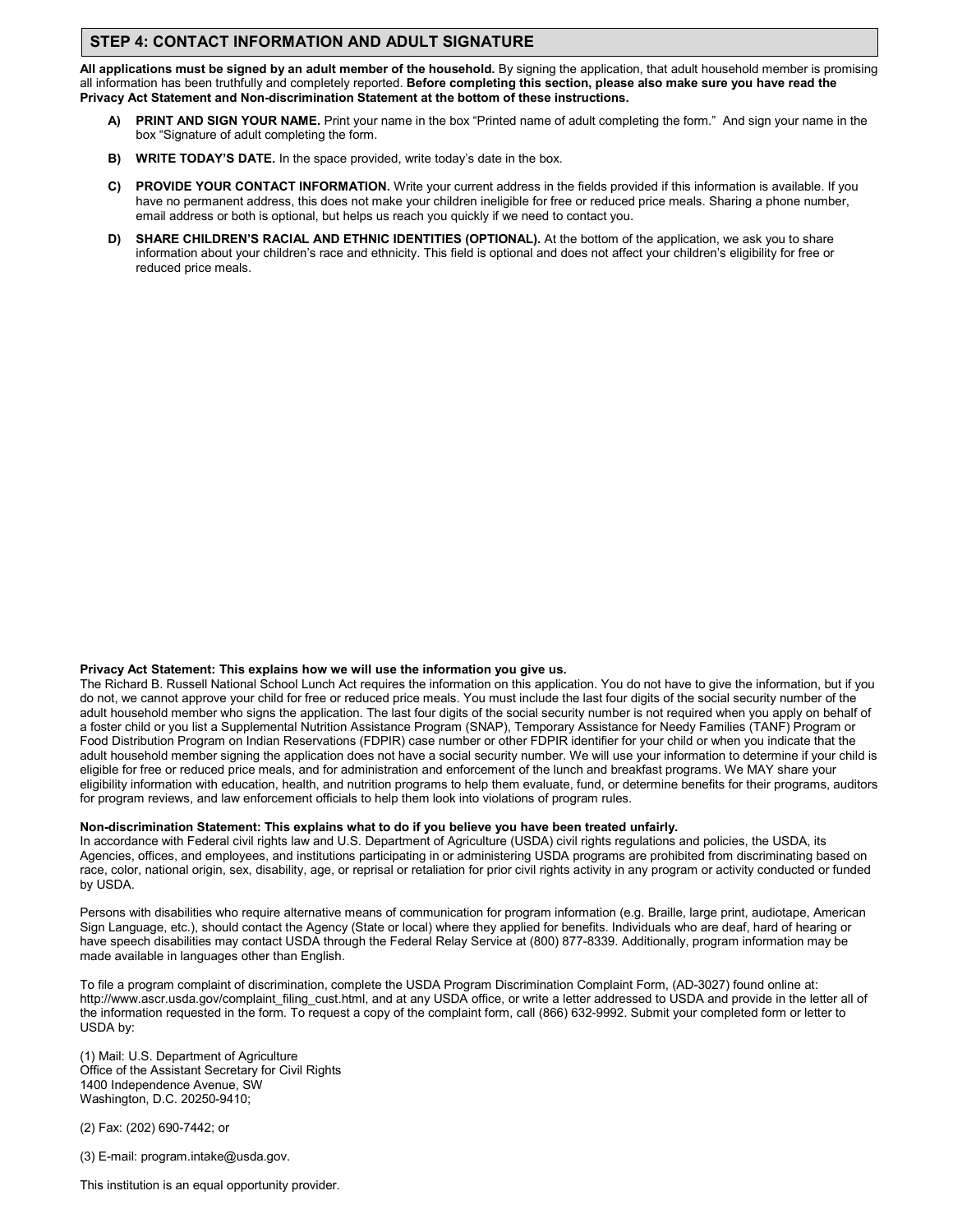## STEP 4: CONTACT INFORMATION AND ADULT SIGNATURE

**All applications must be signed by an adult member of the household.** By signing the application, that adult household member is promising all information has been truthfully and completely reported. **Before completing this section, please also make sure you have read the Privacy Act Statement and Non-discrimination Statement at the bottom of these instructions.**

**A) PRINT AND SIGN YOUR NAME.** Print your name in the box "Printed name of adult completing the form." And sign your name in the box "Signature of adult completing the form.

**B) WRITE TODAY'S DATE.** In the space provided, write today's date in the box.

**C) PROVIDE YOUR CONTACT INFORMATION.** Write your current address in the fields provided if this information is available. If you have no permanent address, this does not make your children ineligible for free or reduced price meals. Sharing a phone number, email address or both is optional, but helps us reach you quickly if we need to contact you.

**D) SHARE CHILDREN'S RACIAL AND ETHNIC IDENTITIES (OPTIONAL).** At the bottom of the application, we ask you to share information about your children's race and ethnicity. This field is optional and does not affect your children's eligibility for free or reduced price meals.

**Privacy Act Statement: This explains how we will use the information you give us.**

The Richard B. Russell National School Lunch Act requires the information on this application. You do not have to give the information, but if you do not, we cannot approve your child for free or reduced price meals. You must include the last four digits of the social security number of the adult household member who signs the application. The last four digits of the social security number is not required when you apply on behalf of a foster child or you list a Supplemental Nutrition Assistance Program (SNAP), Temporary Assistance for Needy Families (TANF) Program or Food Distribution Program on Indian Reservations (FDPIR) case number or other FDPIR identifier for your child or when you indicate that the adult household member signing the application does not have a social security number. We will use your information to determine if your child is eligible for free or reduced price meals, and for administration and enforcement of the lunch and breakfast programs. We MAY share your eligibility information with education, health, and nutrition programs to help them evaluate, fund, or determine benefits for their programs, auditors for program reviews, and law enforcement officials to help them look into violations of program rules.

**Non-discrimination Statement: This explains what to do if you believe you have been treated unfairly.**

In accordance with Federal civil rights law and U.S. Department of Agriculture (USDA) civil rights regulations and policies, the USDA, its Agencies, offices, and employees, and institutions participating in or administering USDA programs are prohibited from discriminating based on race, color, national origin, sex, disability, age, or reprisal or retaliation for prior civil rights activity in any program or activity conducted or funded by USDA.

Persons with disabilities who require alternative means of communication for program information (e.g. Braille, large print, audiotape, American Sign Language, etc.), should contact the Agency (State or local) where they applied for benefits. Individuals who are deaf, hard of hearing or have speech disabilities may contact USDA through the Federal Relay Service at (800) 877-8339. Additionally, program information may be made available in languages other than English.

To file a program complaint of discrimination, complete the USDA Program Discrimination Complaint Form, (AD-3027) found online at: http://www.ascr.usda.gov/complaint_filing_cust.html, and at any USDA office, or write a letter addressed to USDA and provide in the letter all of the information requested in the form. To request a copy of the complaint form, call (866) 632-9992. Submit your completed form or letter to USDA by:

(1) Mail: U.S. Department of Agriculture
Office of the Assistant Secretary for Civil Rights
1400 Independence Avenue, SW
Washington, D.C. 20250-9410;

(2) Fax: (202) 690-7442; or

(3) E-mail: program.intake@usda.gov.

This institution is an equal opportunity provider.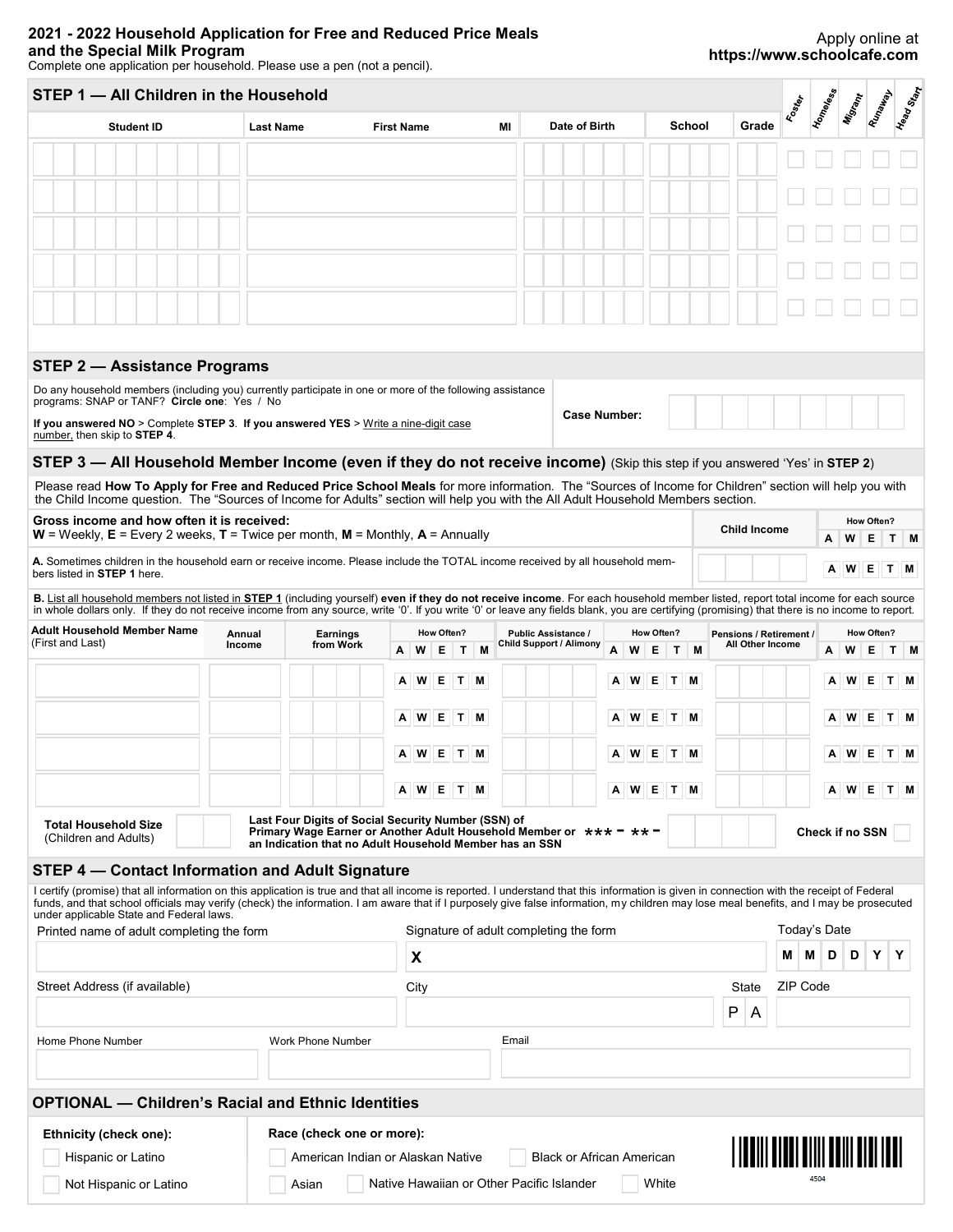**2021 - 2022 Household Application for Free and Reduced Price Meals and the Special Milk Program**

Complete one application per household. Please use a pen (not a pencil).

Apply online at **https://www.schoolcafe.com**

## STEP 1 — All Children in the Household

| Student ID | Last Name | First Name | MI | Date of Birth | School | Grade | Foster | Homeless | Migrant | Runaway | Head Start |
|---|---|---|---|---|---|---|---|---|---|---|---|
| | | | | | | | ☐ | ☐ | ☐ | ☐ | ☐ |
| | | | | | | | ☐ | ☐ | ☐ | ☐ | ☐ |
| | | | | | | | ☐ | ☐ | ☐ | ☐ | ☐ |
| | | | | | | | ☐ | ☐ | ☐ | ☐ | ☐ |
| | | | | | | | ☐ | ☐ | ☐ | ☐ | ☐ |

## STEP 2 — Assistance Programs

Do any household members (including you) currently participate in one or more of the following assistance programs: SNAP or TANF? **Circle one**: Yes / No

**If you answered NO** > Complete **STEP 3**. **If you answered YES** > Write a nine-digit case number, then skip to **STEP 4**.

**Case Number:**

## STEP 3 — All Household Member Income (even if they do not receive income) (Skip this step if you answered 'Yes' in STEP 2)

Please read **How To Apply for Free and Reduced Price School Meals** for more information. The "Sources of Income for Children" section will help you with the Child Income question. The "Sources of Income for Adults" section will help you with the All Adult Household Members section.

**Gross income and how often it is received:**
**W** = Weekly, **E** = Every 2 weeks, **T** = Twice per month, **M** = Monthly, **A** = Annually

| | Child Income | How Often? |
|---|---|---|
| **A.** Sometimes children in the household earn or receive income. Please include the TOTAL income received by all household members listed in **STEP 1** here. | | A W E T M |

**B.** List all household members not listed in **STEP 1** (including yourself) **even if they do not receive income**. For each household member listed, report total income for each source in whole dollars only. If they do not receive income from any source, write '0'. If you write '0' or leave any fields blank, you are certifying (promising) that there is no income to report.

| Adult Household Member Name (First and Last) | Annual Income | Earnings from Work | How Often? | Public Assistance / Child Support / Alimony | How Often? | Pensions / Retirement / All Other Income | How Often? |
|---|---|---|---|---|---|---|---|
| | | | A W E T M | | A W E T M | | A W E T M |
| | | | A W E T M | | A W E T M | | A W E T M |
| | | | A W E T M | | A W E T M | | A W E T M |
| | | | A W E T M | | A W E T M | | A W E T M |

**Total Household Size** (Children and Adults)

**Last Four Digits of Social Security Number (SSN) of Primary Wage Earner or Another Adult Household Member or an Indication that no Adult Household Member has an SSN** *** - ** -

**Check if no SSN** ☐

## STEP 4 — Contact Information and Adult Signature

I certify (promise) that all information on this application is true and that all income is reported. I understand that this information is given in connection with the receipt of Federal funds, and that school officials may verify (check) the information. I am aware that if I purposely give false information, my children may lose meal benefits, and I may be prosecuted under applicable State and Federal laws.

| Printed name of adult completing the form | Signature of adult completing the form | Today's Date |
|---|---|---|
| | **X** | M M D D Y Y |

| Street Address (if available) | City | State | ZIP Code |
|---|---|---|---|
| | | P A | |

| Home Phone Number | Work Phone Number | Email |
|---|---|---|
| | | |

## OPTIONAL — Children's Racial and Ethnic Identities

**Ethnicity (check one):**

- ☐ Hispanic or Latino
- ☐ Not Hispanic or Latino

**Race (check one or more):**

- ☐ American Indian or Alaskan Native
- ☐ Black or African American
- ☐ Asian
- ☐ Native Hawaiian or Other Pacific Islander
- ☐ White

4504